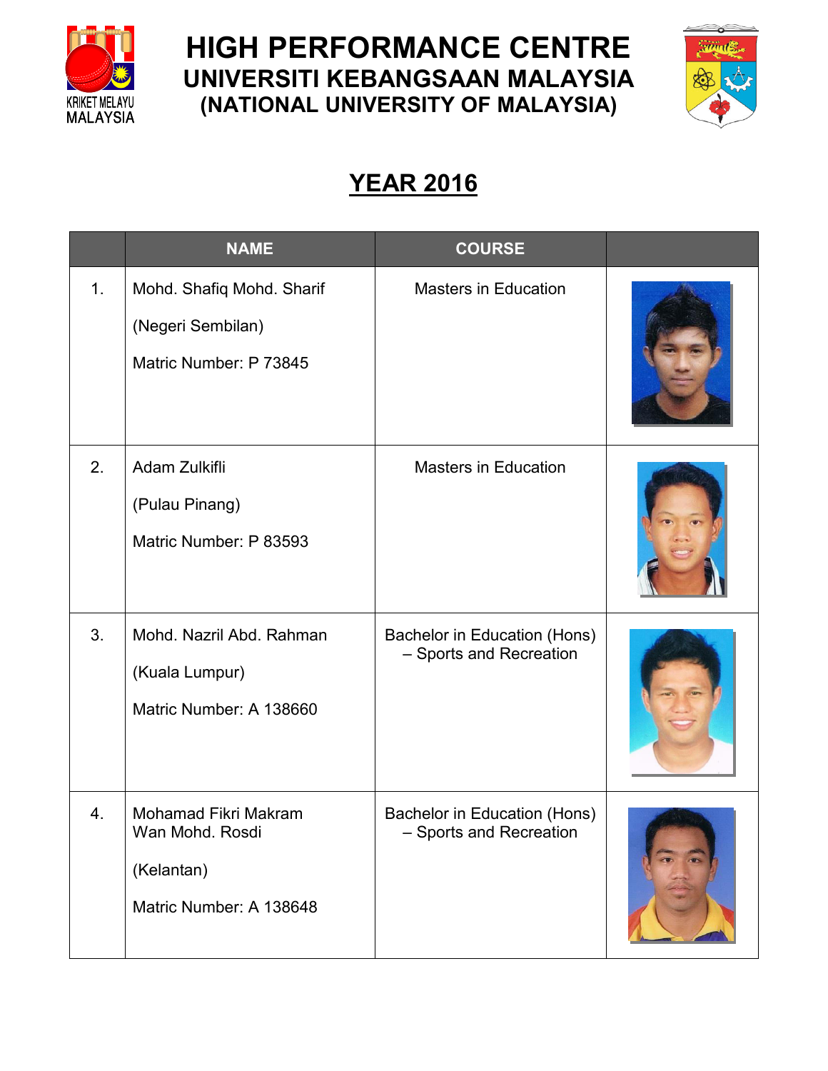# HIGH PERFORMANCE CENTRE
## UNIVERSITI KEBANGSAAN MALAYSIA
## (NATIONAL UNIVERSITY OF MALAYSIA)

## YEAR 2016

| | NAME | COURSE | |
|---|---|---|---|
| 1. | Mohd. Shafiq Mohd. Sharif<br><br>(Negeri Sembilan)<br><br>Matric Number: P 73845 | Masters in Education | |
| 2. | Adam Zulkifli<br><br>(Pulau Pinang)<br><br>Matric Number: P 83593 | Masters in Education | |
| 3. | Mohd. Nazril Abd. Rahman<br><br>(Kuala Lumpur)<br><br>Matric Number: A 138660 | Bachelor in Education (Hons) – Sports and Recreation | |
| 4. | Mohamad Fikri Makram Wan Mohd. Rosdi<br><br>(Kelantan)<br><br>Matric Number: A 138648 | Bachelor in Education (Hons) – Sports and Recreation | |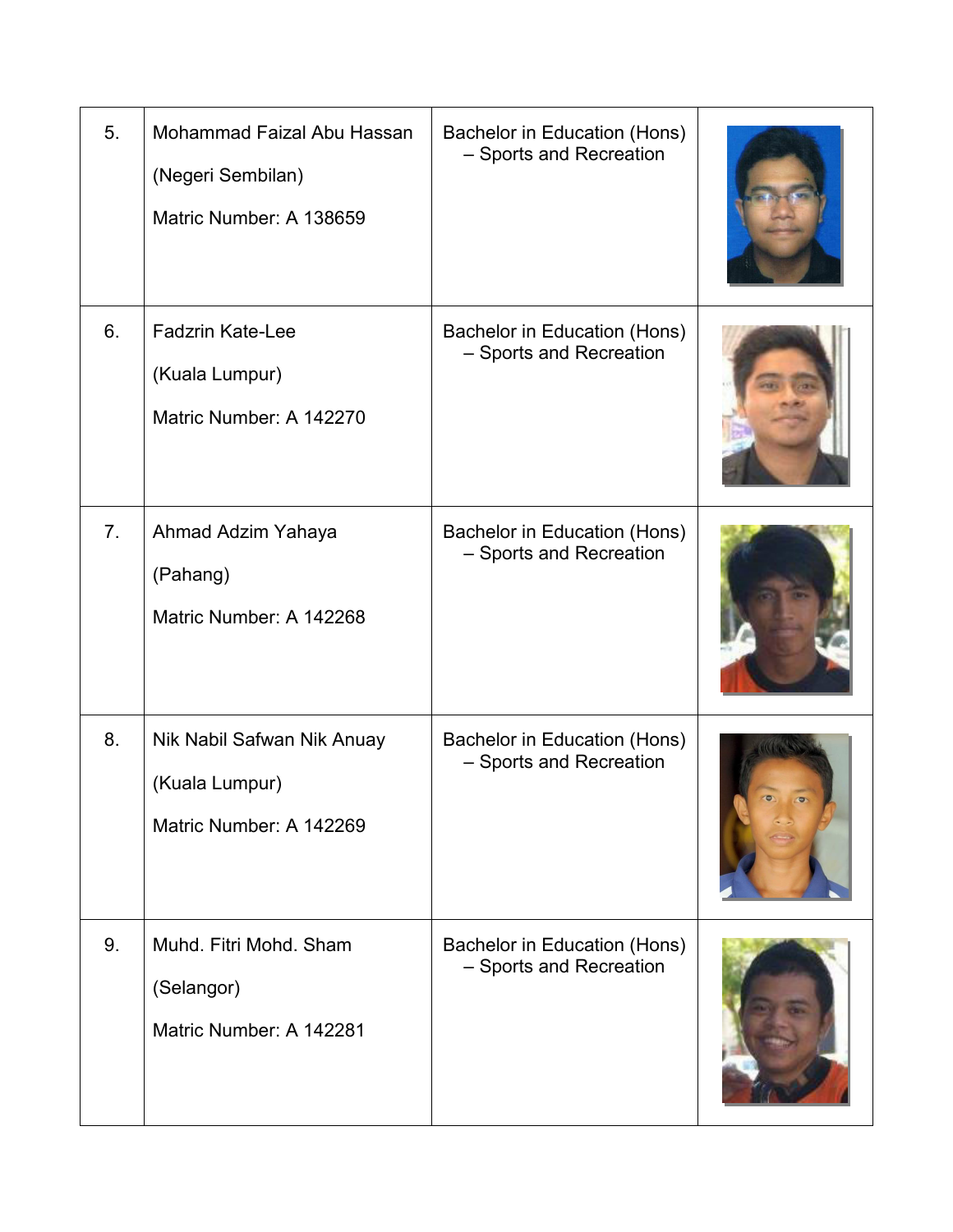| | | | |
|---|---|---|---|
| 5. | Mohammad Faizal Abu Hassan<br><br>(Negeri Sembilan)<br><br>Matric Number: A 138659 | Bachelor in Education (Hons) – Sports and Recreation | |
| 6. | Fadzrin Kate-Lee<br><br>(Kuala Lumpur)<br><br>Matric Number: A 142270 | Bachelor in Education (Hons) – Sports and Recreation | |
| 7. | Ahmad Adzim Yahaya<br><br>(Pahang)<br><br>Matric Number: A 142268 | Bachelor in Education (Hons) – Sports and Recreation | |
| 8. | Nik Nabil Safwan Nik Anuay<br><br>(Kuala Lumpur)<br><br>Matric Number: A 142269 | Bachelor in Education (Hons) – Sports and Recreation | |
| 9. | Muhd. Fitri Mohd. Sham<br><br>(Selangor)<br><br>Matric Number: A 142281 | Bachelor in Education (Hons) – Sports and Recreation | |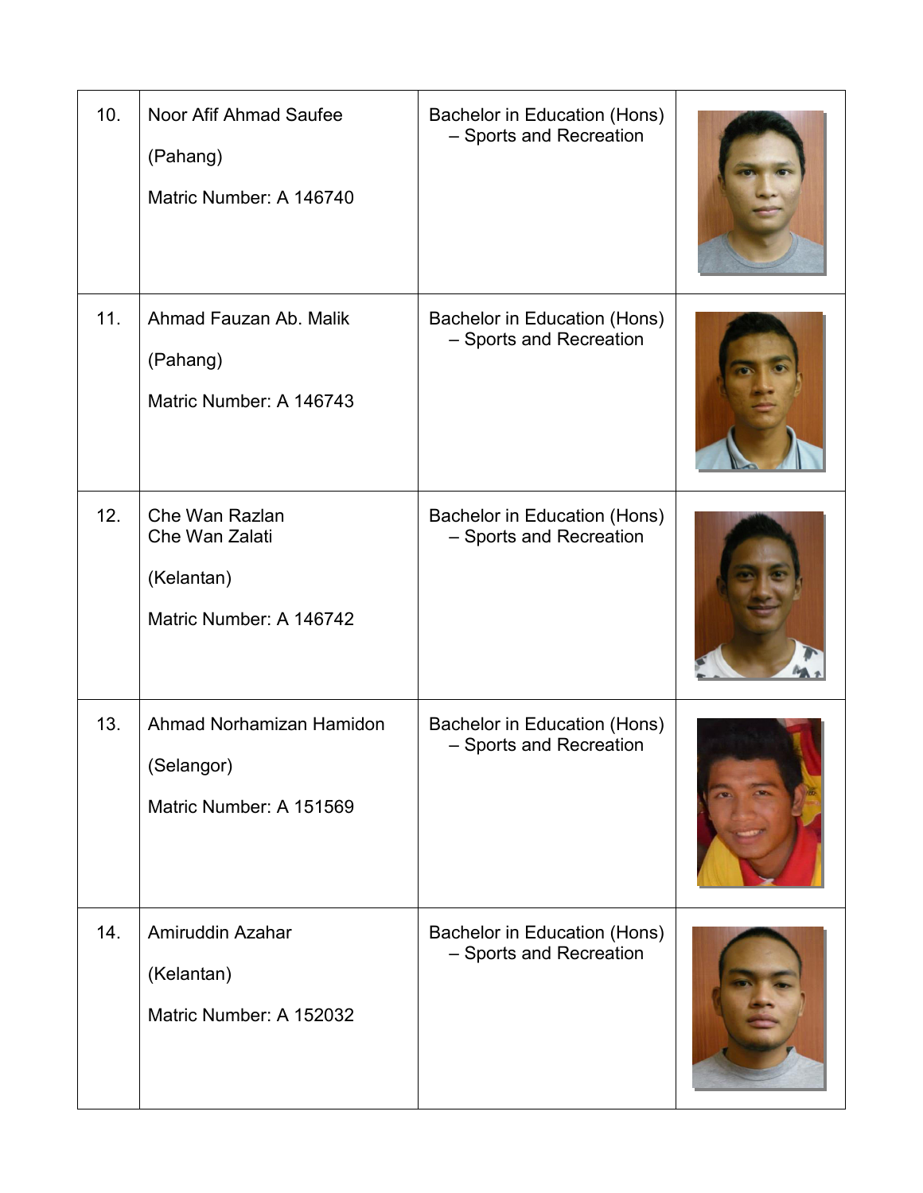| 10. | Noor Afif Ahmad Saufee<br><br>(Pahang)<br><br>Matric Number: A 146740 | Bachelor in Education (Hons) – Sports and Recreation | |
|---|---|---|---|
| 11. | Ahmad Fauzan Ab. Malik<br><br>(Pahang)<br><br>Matric Number: A 146743 | Bachelor in Education (Hons) – Sports and Recreation | |
| 12. | Che Wan Razlan<br>Che Wan Zalati<br><br>(Kelantan)<br><br>Matric Number: A 146742 | Bachelor in Education (Hons) – Sports and Recreation | |
| 13. | Ahmad Norhamizan Hamidon<br><br>(Selangor)<br><br>Matric Number: A 151569 | Bachelor in Education (Hons) – Sports and Recreation | |
| 14. | Amiruddin Azahar<br><br>(Kelantan)<br><br>Matric Number: A 152032 | Bachelor in Education (Hons) – Sports and Recreation | |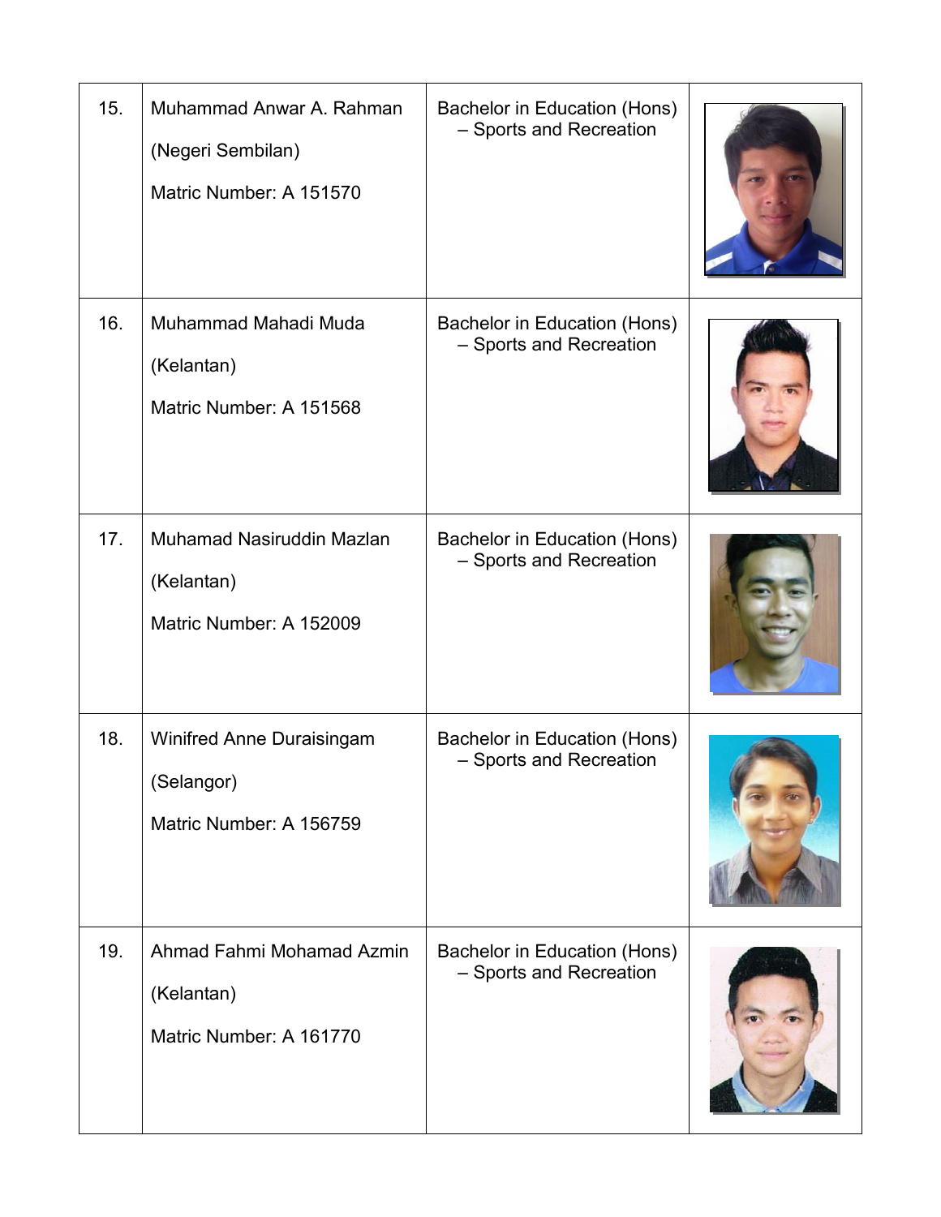| | | | |
|---|---|---|---|
| 15. | Muhammad Anwar A. Rahman<br><br>(Negeri Sembilan)<br><br>Matric Number: A 151570 | Bachelor in Education (Hons) – Sports and Recreation | |
| 16. | Muhammad Mahadi Muda<br><br>(Kelantan)<br><br>Matric Number: A 151568 | Bachelor in Education (Hons) – Sports and Recreation | |
| 17. | Muhamad Nasiruddin Mazlan<br><br>(Kelantan)<br><br>Matric Number: A 152009 | Bachelor in Education (Hons) – Sports and Recreation | |
| 18. | Winifred Anne Duraisingam<br><br>(Selangor)<br><br>Matric Number: A 156759 | Bachelor in Education (Hons) – Sports and Recreation | |
| 19. | Ahmad Fahmi Mohamad Azmin<br><br>(Kelantan)<br><br>Matric Number: A 161770 | Bachelor in Education (Hons) – Sports and Recreation | |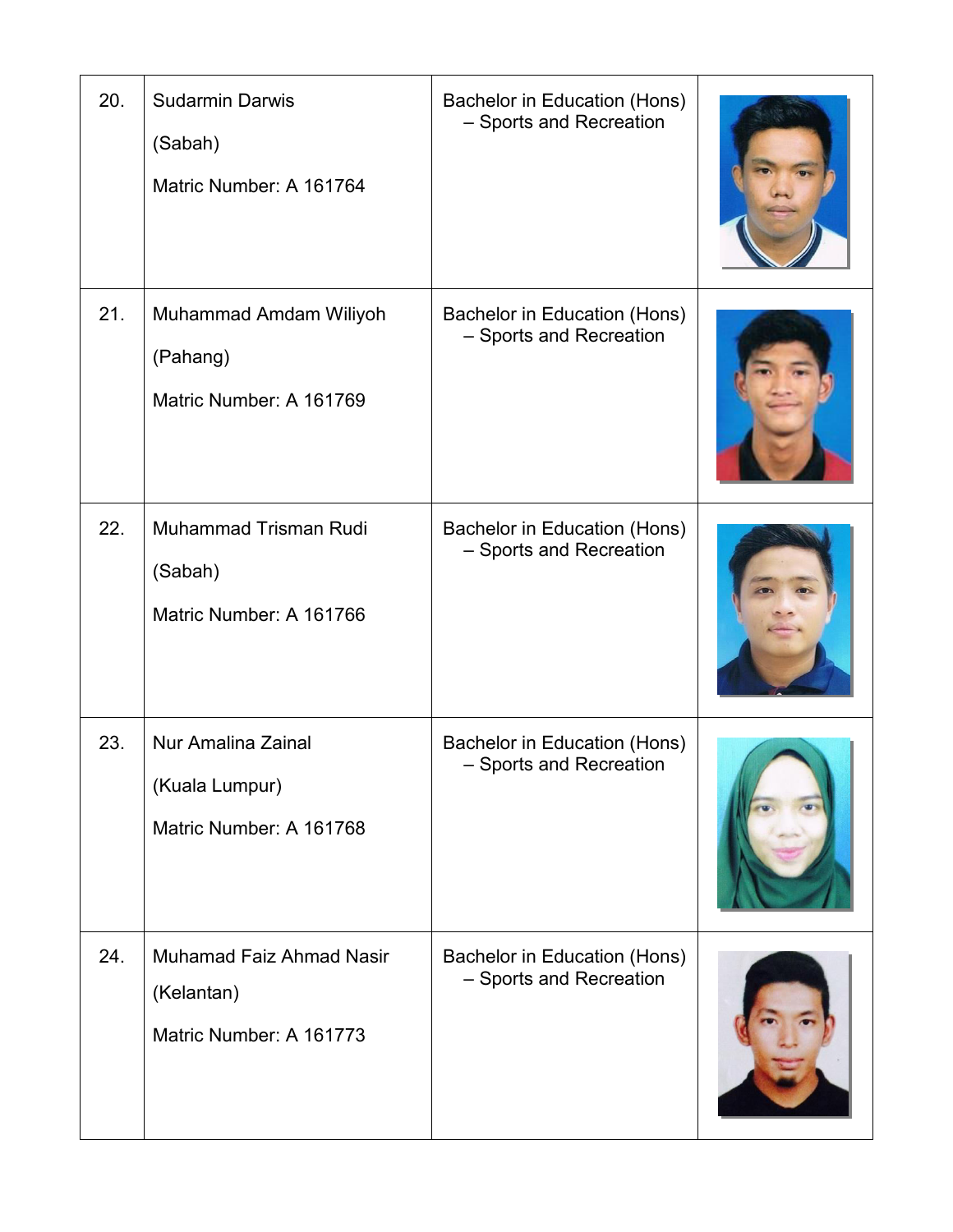| | | | |
|---|---|---|---|
| 20. | Sudarmin Darwis<br><br>(Sabah)<br><br>Matric Number: A 161764 | Bachelor in Education (Hons) – Sports and Recreation | |
| 21. | Muhammad Amdam Wiliyoh<br><br>(Pahang)<br><br>Matric Number: A 161769 | Bachelor in Education (Hons) – Sports and Recreation | |
| 22. | Muhammad Trisman Rudi<br><br>(Sabah)<br><br>Matric Number: A 161766 | Bachelor in Education (Hons) – Sports and Recreation | |
| 23. | Nur Amalina Zainal<br><br>(Kuala Lumpur)<br><br>Matric Number: A 161768 | Bachelor in Education (Hons) – Sports and Recreation | |
| 24. | Muhamad Faiz Ahmad Nasir<br><br>(Kelantan)<br><br>Matric Number: A 161773 | Bachelor in Education (Hons) – Sports and Recreation | |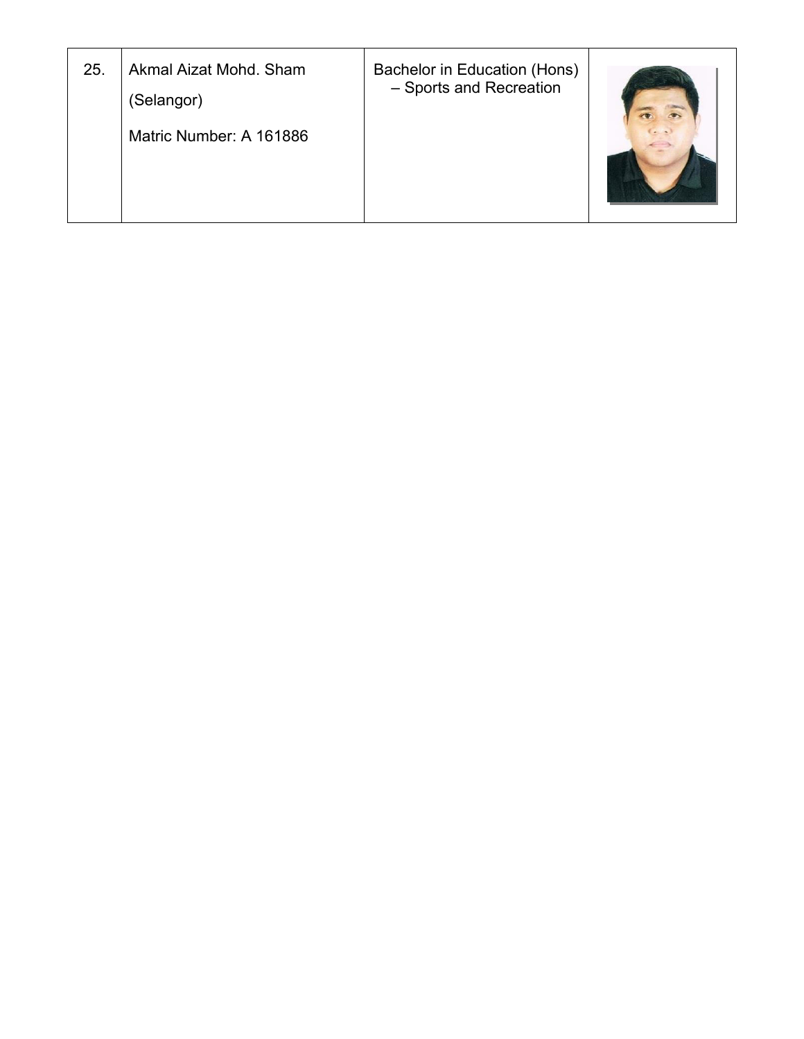| | | | |
|---|---|---|---|
| 25. | Akmal Aizat Mohd. Sham<br><br>(Selangor)<br><br>Matric Number: A 161886 | Bachelor in Education (Hons) – Sports and Recreation | |